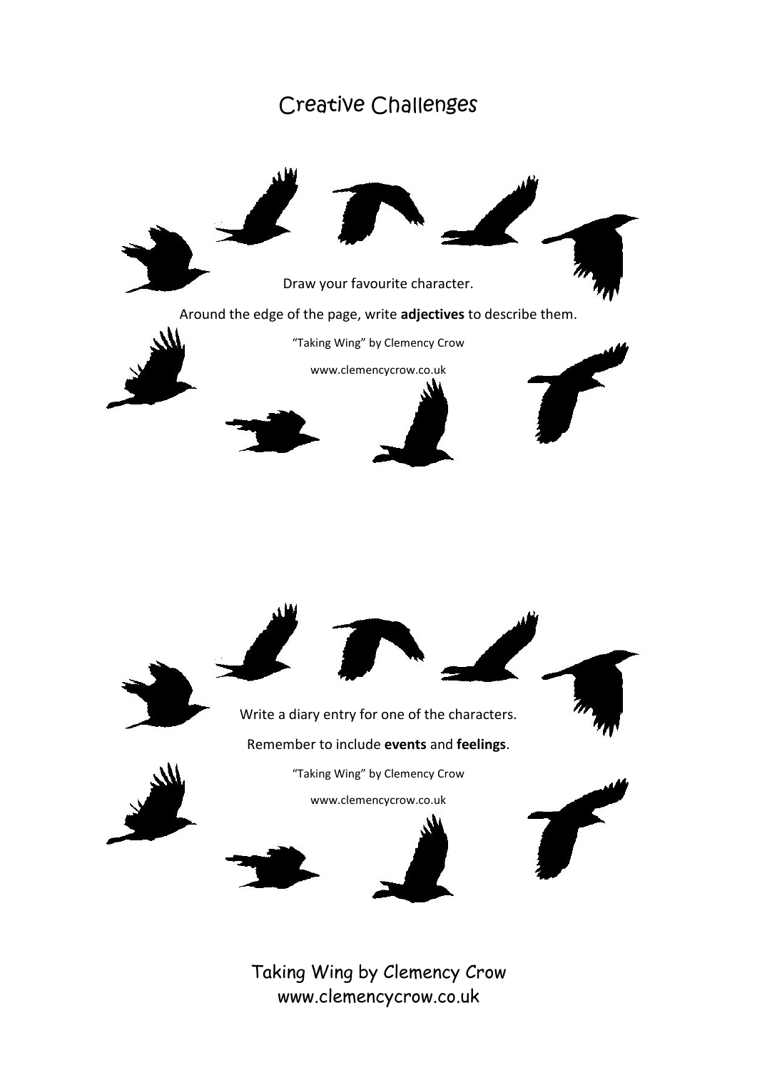# Creative Challenges

Draw your favourite character.

Around the edge of the page, write **adjectives** to describe them.

"Taking Wing" by Clemency Crow

www.clemencycrow.co.uk

Write a diary entry for one of the characters.

Remember to include **events** and **feelings**.

"Taking Wing" by Clemency Crow

www.clemencycrow.co.uk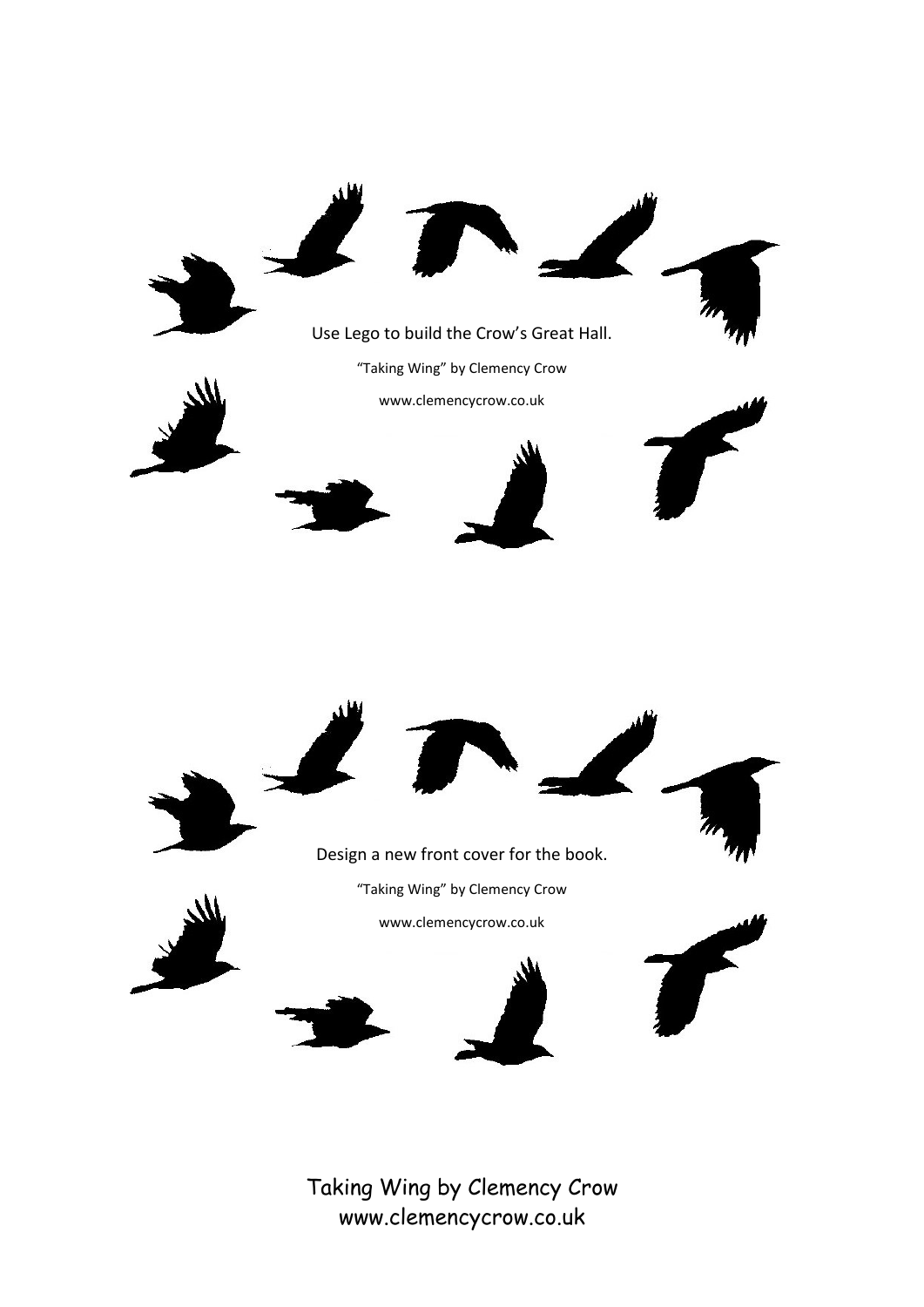Use Lego to build the Crow's Great Hall.

"Taking Wing" by Clemency Crow

www.clemencycrow.co.uk

Design a new front cover for the book.

"Taking Wing" by Clemency Crow

www.clemencycrow.co.uk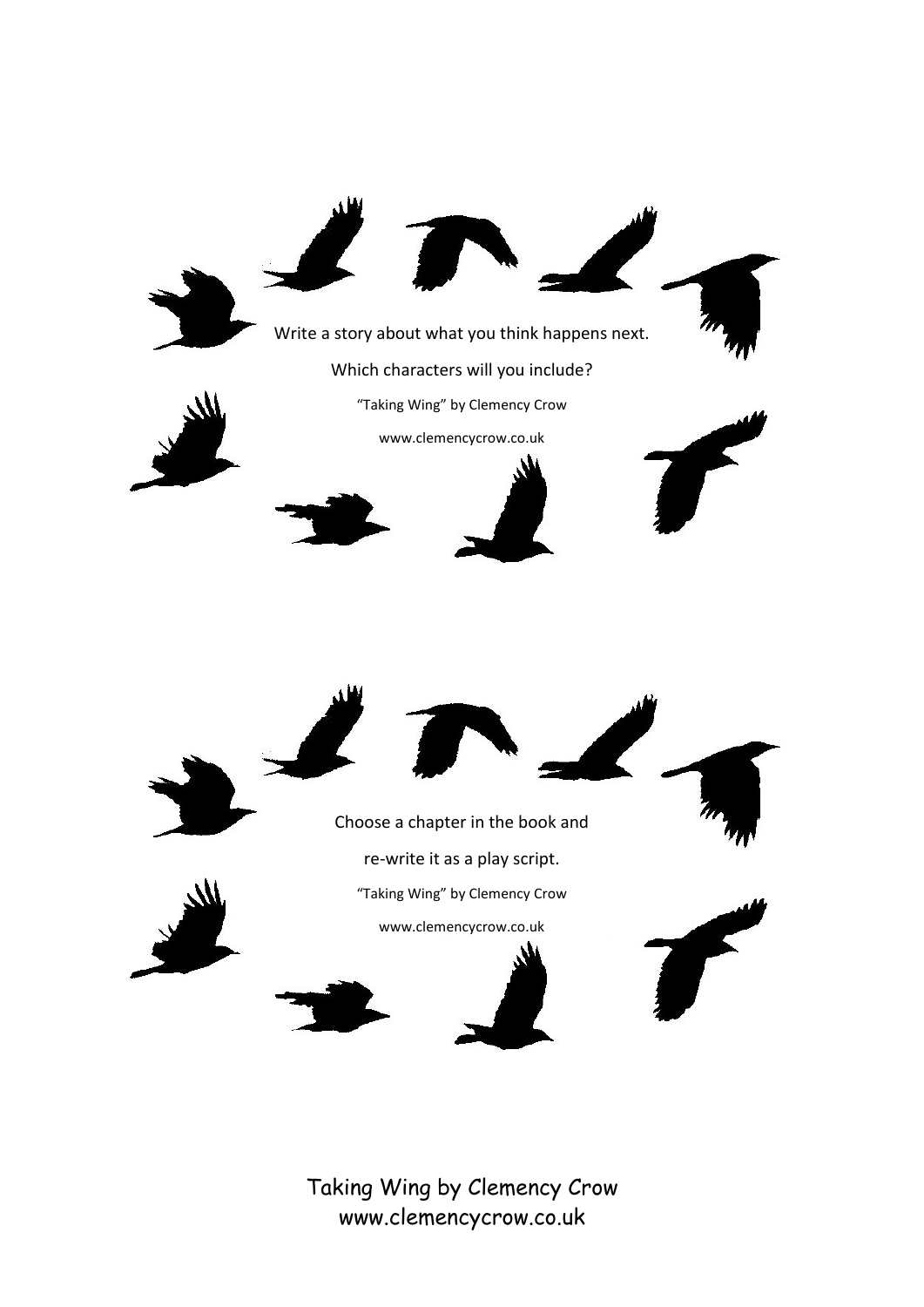Write a story about what you think happens next.

Which characters will you include?

“Taking Wing” by Clemency Crow

www.clemencycrow.co.uk

Choose a chapter in the book and

re-write it as a play script.

“Taking Wing” by Clemency Crow

www.clemencycrow.co.uk

Taking Wing by Clemency Crow
www.clemencycrow.co.uk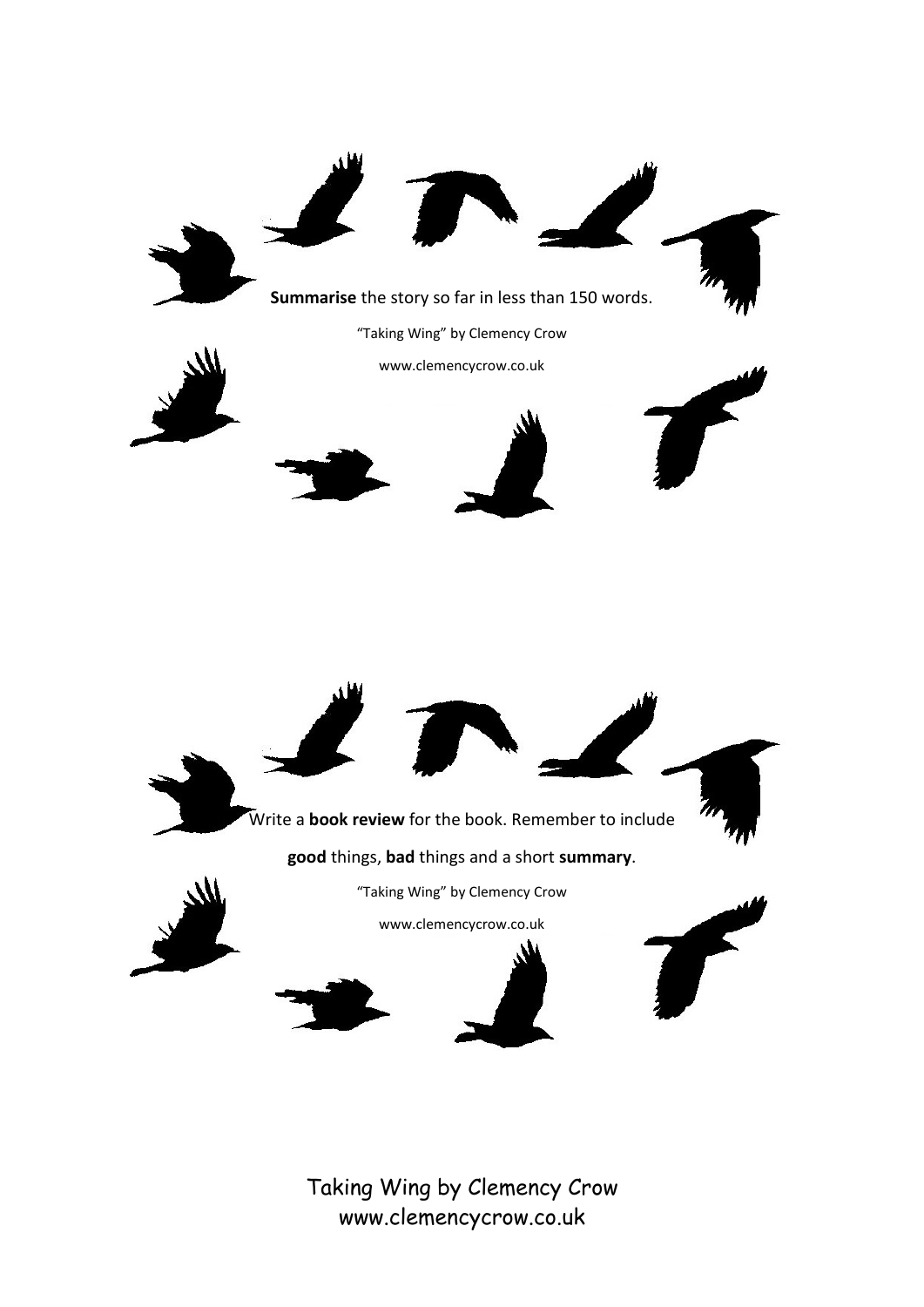**Summarise** the story so far in less than 150 words.

"Taking Wing" by Clemency Crow

www.clemencycrow.co.uk

Write a **book review** for the book. Remember to include

**good** things, **bad** things and a short **summary**.

"Taking Wing" by Clemency Crow

www.clemencycrow.co.uk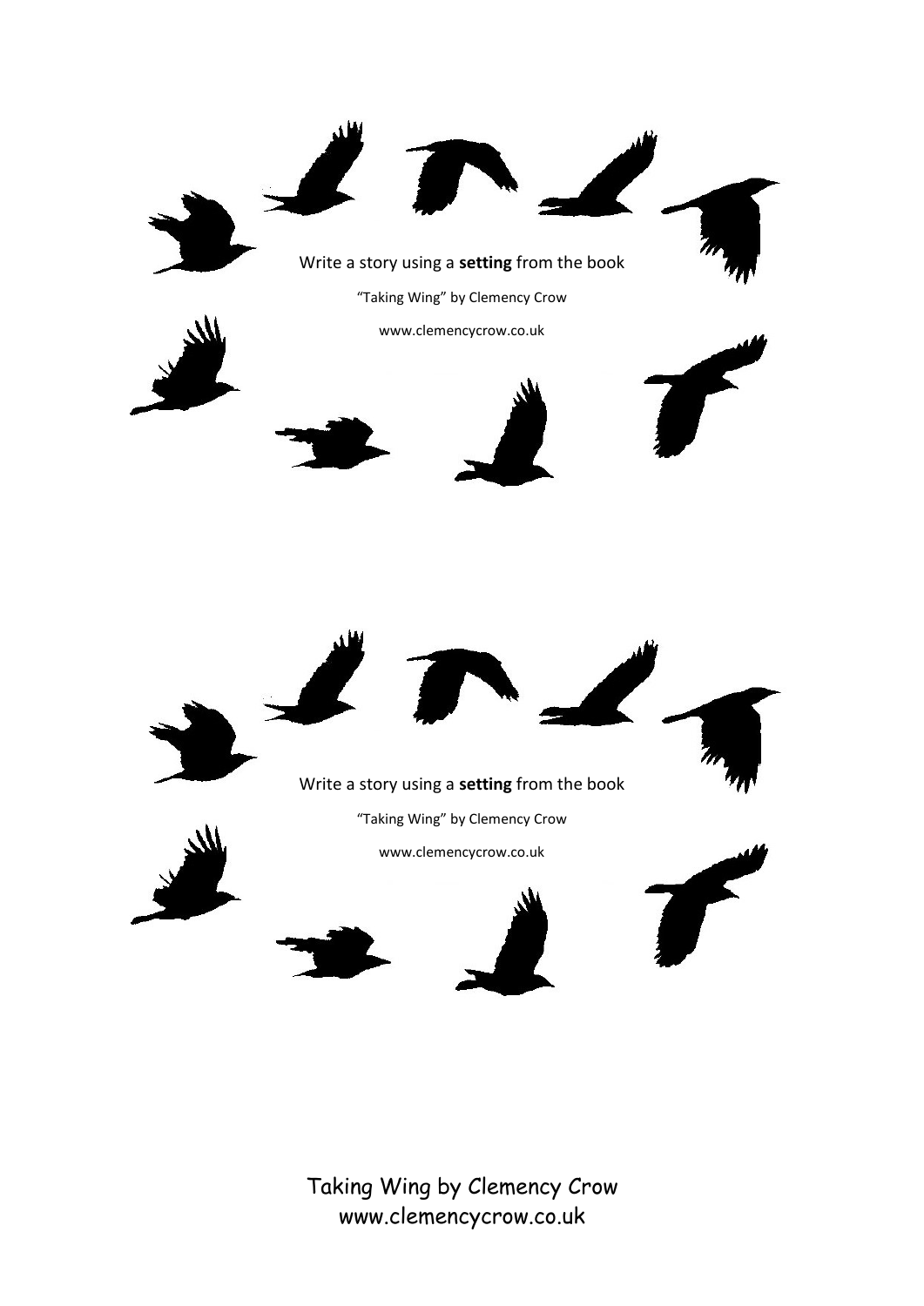Write a story using a **setting** from the book

"Taking Wing" by Clemency Crow

www.clemencycrow.co.uk

Write a story using a **setting** from the book

"Taking Wing" by Clemency Crow

www.clemencycrow.co.uk

Taking Wing by Clemency Crow
www.clemencycrow.co.uk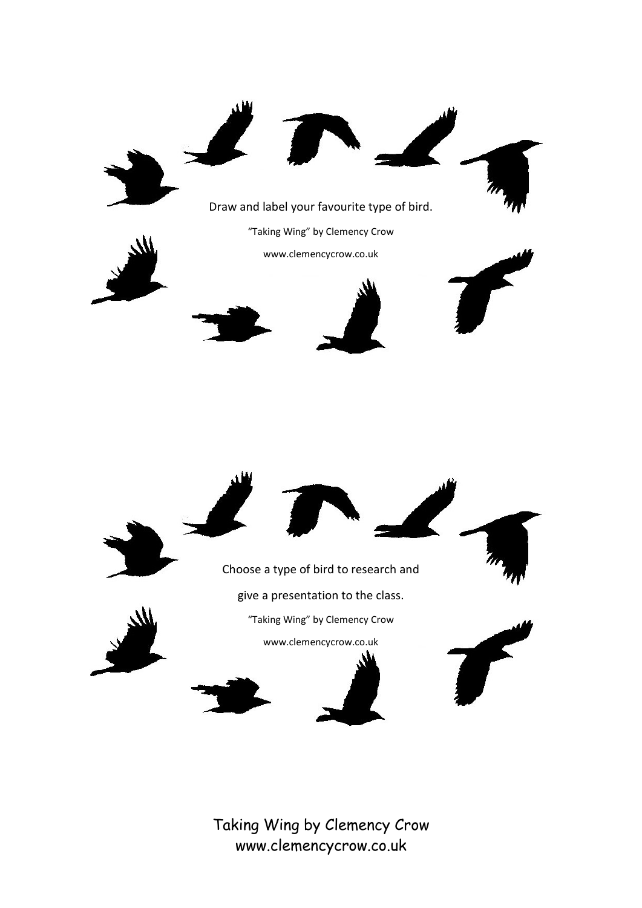Draw and label your favourite type of bird.

"Taking Wing" by Clemency Crow

www.clemencycrow.co.uk

Choose a type of bird to research and

give a presentation to the class.

"Taking Wing" by Clemency Crow

www.clemencycrow.co.uk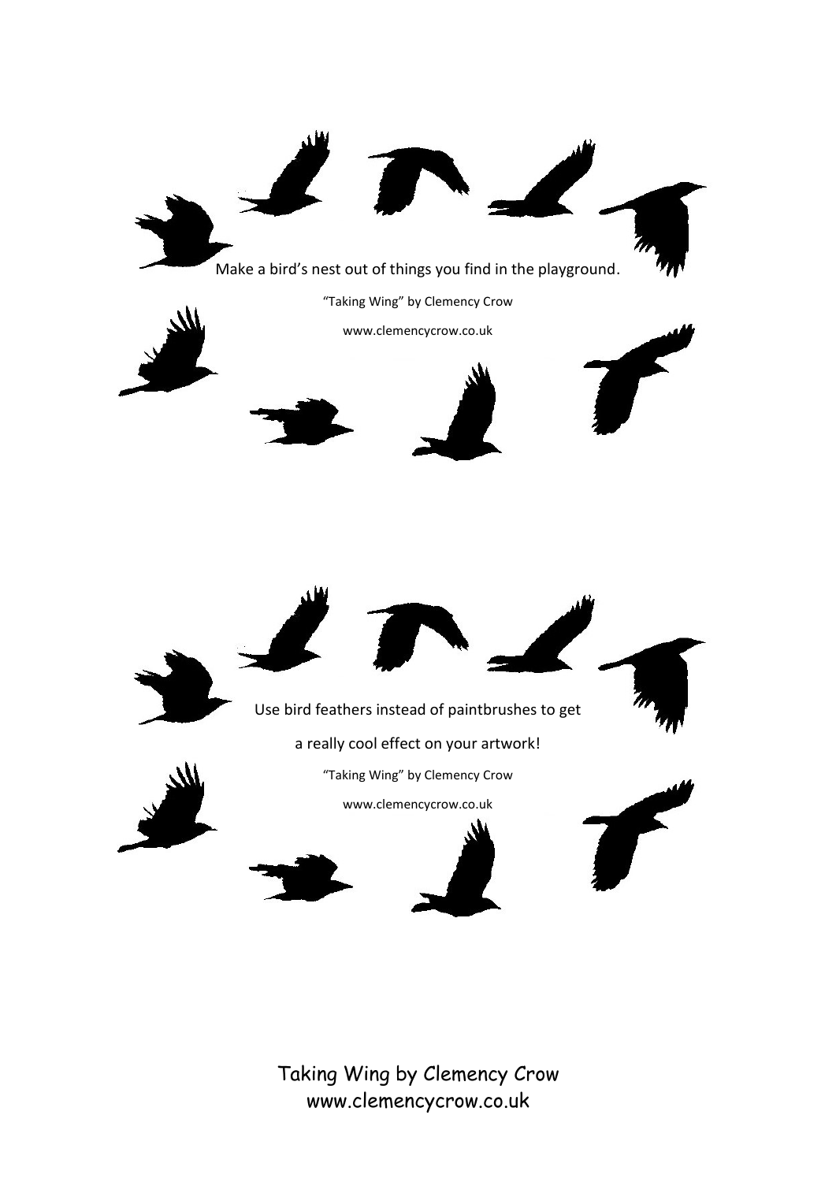Make a bird's nest out of things you find in the playground.

"Taking Wing" by Clemency Crow

www.clemencycrow.co.uk

Use bird feathers instead of paintbrushes to get

a really cool effect on your artwork!

"Taking Wing" by Clemency Crow

www.clemencycrow.co.uk